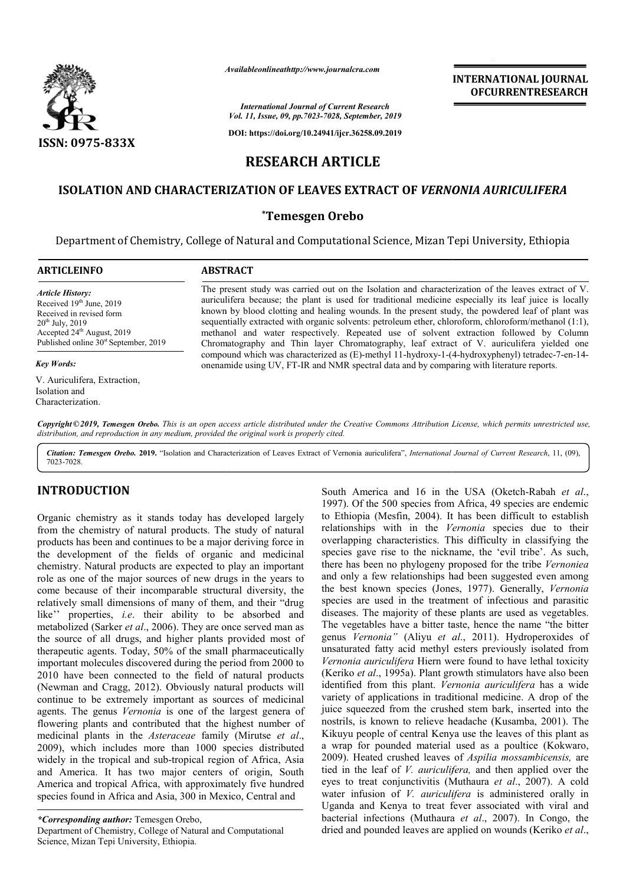Availableonlineathttp://www.journalcra.com

*International Journal of Current Research*
*Vol. 11, Issue, 09, pp.7023-7028, September, 2019*

**DOI: https://doi.org/10.24941/ijcr.36258.09.2019**

**INTERNATIONAL JOURNAL OFCURRENTRESEARCH**

**ISSN: 0975-833X**

# RESEARCH ARTICLE

## ISOLATION AND CHARACTERIZATION OF LEAVES EXTRACT OF *VERNONIA AURICULIFERA*

**\*Temesgen Orebo**

Department of Chemistry, College of Natural and Computational Science, Mizan Tepi University, Ethiopia

**ARTICLEINFO**

*Article History:*
Received 19th June, 2019
Received in revised form 20th July, 2019
Accepted 24th August, 2019
Published online 30st September, 2019

*Key Words:*
V. Auriculifera, Extraction, Isolation and Characterization.

**ABSTRACT**

The present study was carried out on the Isolation and characterization of the leaves extract of V. auriculifera because; the plant is used for traditional medicine especially its leaf juice is locally known by blood clotting and healing wounds. In the present study, the powdered leaf of plant was sequentially extracted with organic solvents: petroleum ether, chloroform, chloroform/methanol (1:1), methanol and water respectively. Repeated use of solvent extraction followed by Column Chromatography and Thin layer Chromatography, leaf extract of V. auriculifera yielded one compound which was characterized as (E)-methyl 11-hydroxy-1-(4-hydroxyphenyl) tetradec-7-en-14-onenamide using UV, FT-IR and NMR spectral data and by comparing with literature reports.

*Copyright©2019, Temesgen Orebo. This is an open access article distributed under the Creative Commons Attribution License, which permits unrestricted use, distribution, and reproduction in any medium, provided the original work is properly cited.*

*Citation: Temesgen Orebo.* **2019.** "Isolation and Characterization of Leaves Extract of Vernonia auriculifera", *International Journal of Current Research*, 11, (09), 7023-7028.

## INTRODUCTION

Organic chemistry as it stands today has developed largely from the chemistry of natural products. The study of natural products has been and continues to be a major deriving force in the development of the fields of organic and medicinal chemistry. Natural products are expected to play an important role as one of the major sources of new drugs in the years to come because of their incomparable structural diversity, the relatively small dimensions of many of them, and their "drug like'' properties, *i.e*. their ability to be absorbed and metabolized (Sarker *et al*., 2006). They are once served man as the source of all drugs, and higher plants provided most of therapeutic agents. Today, 50% of the small pharmaceutically important molecules discovered during the period from 2000 to 2010 have been connected to the field of natural products (Newman and Cragg, 2012). Obviously natural products will continue to be extremely important as sources of medicinal agents. The genus *Vernonia* is one of the largest genera of flowering plants and contributed that the highest number of medicinal plants in the *Asteraceae* family (Mirutse *et al*., 2009), which includes more than 1000 species distributed widely in the tropical and sub-tropical region of Africa, Asia and America. It has two major centers of origin, South America and tropical Africa, with approximately five hundred species found in Africa and Asia, 300 in Mexico, Central and South America and 16 in the USA (Oketch-Rabah *et al*., 1997). Of the 500 species from Africa, 49 species are endemic to Ethiopia (Mesfin, 2004). It has been difficult to establish relationships with in the *Vernonia* species due to their overlapping characteristics. This difficulty in classifying the species gave rise to the nickname, the 'evil tribe'. As such, there has been no phylogeny proposed for the tribe *Vernoniea* and only a few relationships had been suggested even among the best known species (Jones, 1977). Generally, *Vernonia* species are used in the treatment of infectious and parasitic diseases. The majority of these plants are used as vegetables. The vegetables have a bitter taste, hence the name "the bitter genus *Vernonia"* (Aliyu *et al*., 2011). Hydroperoxides of unsaturated fatty acid methyl esters previously isolated from *Vernonia auriculifera* Hiern were found to have lethal toxicity (Keriko *et al*., 1995a). Plant growth stimulators have also been identified from this plant. *Vernonia auriculifera* has a wide variety of applications in traditional medicine. A drop of the juice squeezed from the crushed stem bark, inserted into the nostrils, is known to relieve headache (Kusamba, 2001). The Kikuyu people of central Kenya use the leaves of this plant as a wrap for pounded material used as a poultice (Kokwaro, 2009). Heated crushed leaves of *Aspilia mossambicensis,* are tied in the leaf of *V. auriculifera,* and then applied over the eyes to treat conjunctivitis (Muthaura *et al*., 2007). A cold water infusion of *V. auriculifera* is administered orally in Uganda and Kenya to treat fever associated with viral and bacterial infections (Muthaura *et al*., 2007). In Congo, the dried and pounded leaves are applied on wounds (Keriko *et al*.,

*\*Corresponding author:* Temesgen Orebo,
Department of Chemistry, College of Natural and Computational Science, Mizan Tepi University, Ethiopia.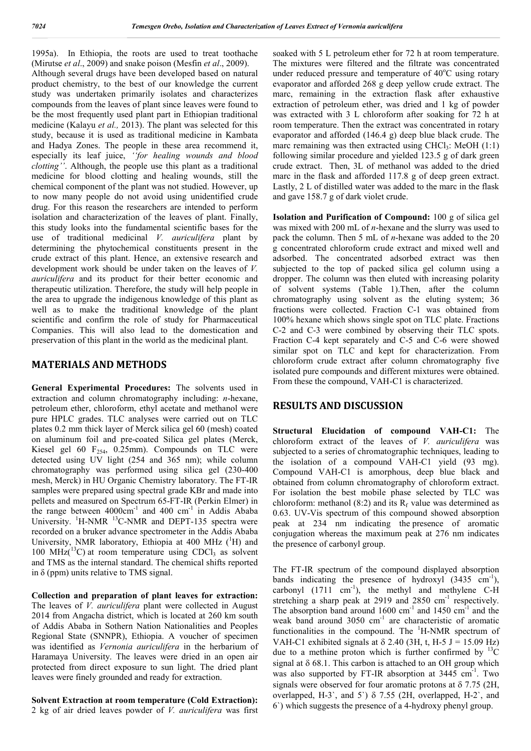1995a). In Ethiopia, the roots are used to treat toothache (Mirutse *et al*., 2009) and snake poison (Mesfin *et al*., 2009).

Although several drugs have been developed based on natural product chemistry, to the best of our knowledge the current study was undertaken primarily isolates and characterizes compounds from the leaves of plant since leaves were found to be the most frequently used plant part in Ethiopian traditional medicine (Kalayu *et al.,* 2013). The plant was selected for this study, because it is used as traditional medicine in Kambata and Hadya Zones. The people in these area recommend it, especially its leaf juice, *''for healing wounds and blood clotting''*. Although, the people use this plant as a traditional medicine for blood clotting and healing wounds, still the chemical component of the plant was not studied. However, up to now many people do not avoid using unidentified crude drug. For this reason the researchers are intended to perform isolation and characterization of the leaves of plant. Finally, this study looks into the fundamental scientific bases for the use of traditional medicinal *V. auriculifera* plant by determining the phytochemical constituents present in the crude extract of this plant. Hence, an extensive research and development work should be under taken on the leaves of *V. auriculifera* and its product for their better economic and therapeutic utilization. Therefore, the study will help people in the area to upgrade the indigenous knowledge of this plant as well as to make the traditional knowledge of the plant scientific and confirm the role of study for Pharmaceutical Companies. This will also lead to the domestication and preservation of this plant in the world as the medicinal plant.

## MATERIALS AND METHODS

**General Experimental Procedures:** The solvents used in extraction and column chromatography including: *n*-hexane, petroleum ether, chloroform, ethyl acetate and methanol were pure HPLC grades. TLC analyses were carried out on TLC plates 0.2 mm thick layer of Merck silica gel 60 (mesh) coated on aluminum foil and pre-coated Silica gel plates (Merck, Kiesel gel 60 $F_{254}$, 0.25mm). Compounds on TLC were detected using UV light (254 and 365 nm); while column chromatography was performed using silica gel (230-400 mesh, Merck) in HU Organic Chemistry laboratory. The FT-IR samples were prepared using spectral grade KBr and made into pellets and measured on Spectrum 65-FT-IR (Perkin Elmer) in the range between 4000cm$^{-1}$ and 400 cm$^{-1}$ in Addis Ababa University. $^{1}$H-NMR $^{13}$C-NMR and DEPT-135 spectra were recorded on a bruker advance spectrometer in the Addis Ababa University, NMR laboratory, Ethiopia at 400 MHz ($^{1}$H) and 100 MHz($^{13}$C) at room temperature using $CDCl_3$ as solvent and TMS as the internal standard. The chemical shifts reported in δ (ppm) units relative to TMS signal.

**Collection and preparation of plant leaves for extraction:** The leaves of *V. auriculifera* plant were collected in August 2014 from Angacha district, which is located at 260 km south of Addis Ababa in Sothern Nation Nationalities and Peoples Regional State (SNNPR), Ethiopia. A voucher of specimen was identified as *Vernonia auriculifera* in the herbarium of Haramaya University. The leaves were dried in an open air protected from direct exposure to sun light. The dried plant leaves were finely grounded and ready for extraction.

**Solvent Extraction at room temperature (Cold Extraction):** 2 kg of air dried leaves powder of *V. auriculifera* was first soaked with 5 L petroleum ether for 72 h at room temperature. The mixtures were filtered and the filtrate was concentrated under reduced pressure and temperature of 40$^{o}$C using rotary evaporator and afforded 268 g deep yellow crude extract. The marc, remaining in the extraction flask after exhaustive extraction of petroleum ether, was dried and 1 kg of powder was extracted with 3 L chloroform after soaking for 72 h at room temperature. Then the extract was concentrated in rotary evaporator and afforded (146.4 g) deep blue black crude. The marc remaining was then extracted using $CHCl_3$: MeOH (1:1) following similar procedure and yielded 123.5 g of dark green crude extract. Then, 3L of methanol was added to the dried marc in the flask and afforded 117.8 g of deep green extract. Lastly, 2 L of distilled water was added to the marc in the flask and gave 158.7 g of dark violet crude.

**Isolation and Purification of Compound:** 100 g of silica gel was mixed with 200 mL of *n*-hexane and the slurry was used to pack the column. Then 5 mL of *n*-hexane was added to the 20 g concentrated chloroform crude extract and mixed well and adsorbed. The concentrated adsorbed extract was then subjected to the top of packed silica gel column using a dropper. The column was then eluted with increasing polarity of solvent systems (Table 1).Then, after the column chromatography using solvent as the eluting system; 36 fractions were collected. Fraction C-1 was obtained from 100% hexane which shows single spot on TLC plate. Fractions C-2 and C-3 were combined by observing their TLC spots. Fraction C-4 kept separately and C-5 and C-6 were showed similar spot on TLC and kept for characterization. From chloroform crude extract after column chromatography five isolated pure compounds and different mixtures were obtained. From these the compound, VAH-C1 is characterized.

## RESULTS AND DISCUSSION

**Structural Elucidation of compound VAH-C1:** The chloroform extract of the leaves of *V. auriculifera* was subjected to a series of chromatographic techniques, leading to the isolation of a compound VAH-C1 yield (93 mg). Compound VAH-C1 is amorphous, deep blue black and obtained from column chromatography of chloroform extract. For isolation the best mobile phase selected by TLC was chloroform: methanol (8:2) and its $R_f$ value was determined as 0.63. UV-Vis spectrum of this compound showed absorption peak at 234 nm indicating the presence of aromatic conjugation whereas the maximum peak at 276 nm indicates the presence of carbonyl group.

The FT-IR spectrum of the compound displayed absorption bands indicating the presence of hydroxyl (3435 cm$^{-1}$), carbonyl (1711 cm$^{-1}$), the methyl and methylene C-H stretching a sharp peak at 2919 and 2850 cm$^{-1}$ respectively. The absorption band around 1600 cm$^{-1}$ and 1450 cm$^{-1}$ and the weak band around 3050 cm$^{-1}$ are characteristic of aromatic functionalities in the compound. The $^{1}$H-NMR spectrum of VAH-C1 exhibited signals at δ 2.40 (3H, t, H-5 J = 15.09 Hz) due to a methine proton which is further confirmed by $^{13}$C signal at δ 68.1. This carbon is attached to an OH group which was also supported by FT-IR absorption at 3445 cm$^{-1}$. Two signals were observed for four aromatic protons at δ 7.75 (2H, overlapped, H-3`, and 5`) δ 7.55 (2H, overlapped, H-2`, and 6`) which suggests the presence of a 4-hydroxy phenyl group.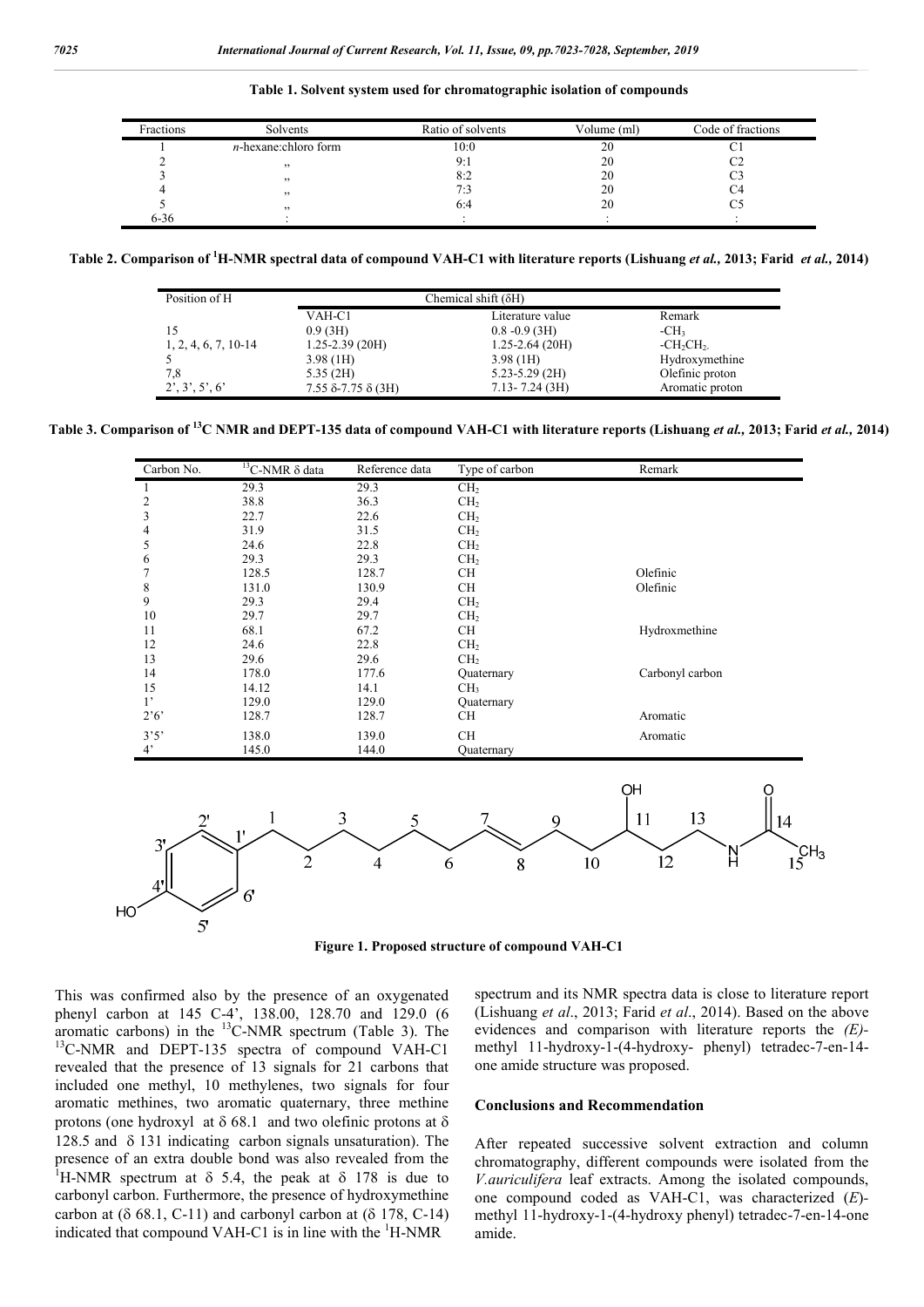**Table 1. Solvent system used for chromatographic isolation of compounds**

| Fractions | Solvents | Ratio of solvents | Volume (ml) | Code of fractions |
|---|---|---|---|---|
| 1 | *n*-hexane:chloro form | 10:0 | 20 | C1 |
| 2 | ,, | 9:1 | 20 | C2 |
| 3 | ,, | 8:2 | 20 | C3 |
| 4 | ,, | 7:3 | 20 | C4 |
| 5 | ,, | 6:4 | 20 | C5 |
| 6-36 | : | : | : | : |

**Table 2. Comparison of $^1$H-NMR spectral data of compound VAH-C1 with literature reports (Lishuang *et al.*, 2013; Farid *et al.*, 2014)**

| Position of H | Chemical shift (δH) | | |
|---|---|---|---|
| | VAH-C1 | Literature value | Remark |
| 15 | 0.9 (3H) | 0.8 -0.9 (3H) | $-CH_3$ |
| 1, 2, 4, 6, 7, 10-14 | 1.25-2.39 (20H) | 1.25-2.64 (20H) | $-CH_2CH_2$ |
| 5 | 3.98 (1H) | 3.98 (1H) | Hydroxymethine |
| 7,8 | 5.35 (2H) | 5.23-5.29 (2H) | Olefinic proton |
| 2', 3', 5', 6' | 7.55 δ-7.75 δ (3H) | 7.13- 7.24 (3H) | Aromatic proton |

**Table 3. Comparison of $^{13}$C NMR and DEPT-135 data of compound VAH-C1 with literature reports (Lishuang *et al.*, 2013; Farid *et al.*, 2014)**

| Carbon No. | $^{13}$C-NMR δ data | Reference data | Type of carbon | Remark |
|---|---|---|---|---|
| 1 | 29.3 | 29.3 | $CH_2$ | |
| 2 | 38.8 | 36.3 | $CH_2$ | |
| 3 | 22.7 | 22.6 | $CH_2$ | |
| 4 | 31.9 | 31.5 | $CH_2$ | |
| 5 | 24.6 | 22.8 | $CH_2$ | |
| 6 | 29.3 | 29.3 | $CH_2$ | |
| 7 | 128.5 | 128.7 | CH | Olefinic |
| 8 | 131.0 | 130.9 | CH | Olefinic |
| 9 | 29.3 | 29.4 | $CH_2$ | |
| 10 | 29.7 | 29.7 | $CH_2$ | |
| 11 | 68.1 | 67.2 | CH | Hydroxmethine |
| 12 | 24.6 | 22.8 | $CH_2$ | |
| 13 | 29.6 | 29.6 | $CH_2$ | |
| 14 | 178.0 | 177.6 | Quaternary | Carbonyl carbon |
| 15 | 14.12 | 14.1 | $CH_3$ | |
| 1' | 129.0 | 129.0 | Quaternary | |
| 2'6' | 128.7 | 128.7 | CH | Aromatic |
| 3'5' | 138.0 | 139.0 | CH | Aromatic |
| 4' | 145.0 | 144.0 | Quaternary | |

**Figure 1. Proposed structure of compound VAH-C1**

This was confirmed also by the presence of an oxygenated phenyl carbon at 145 C-4', 138.00, 128.70 and 129.0 (6 aromatic carbons) in the $^{13}$C-NMR spectrum (Table 3). The $^{13}$C-NMR and DEPT-135 spectra of compound VAH-C1 revealed that the presence of 13 signals for 21 carbons that included one methyl, 10 methylenes, two signals for four aromatic methines, two aromatic quaternary, three methine protons (one hydroxyl at δ 68.1 and two olefinic protons at δ 128.5 and δ 131 indicating carbon signals unsaturation). The presence of an extra double bond was also revealed from the $^1$H-NMR spectrum at δ 5.4, the peak at δ 178 is due to carbonyl carbon. Furthermore, the presence of hydroxymethine carbon at (δ 68.1, C-11) and carbonyl carbon at (δ 178, C-14) indicated that compound VAH-C1 is in line with the $^1$H-NMR spectrum and its NMR spectra data is close to literature report (Lishuang *et al*., 2013; Farid *et al*., 2014). Based on the above evidences and comparison with literature reports the *(E)*-methyl 11-hydroxy-1-(4-hydroxy- phenyl) tetradec-7-en-14-one amide structure was proposed.

## Conclusions and Recommendation

After repeated successive solvent extraction and column chromatography, different compounds were isolated from the *V.auriculifera* leaf extracts. Among the isolated compounds, one compound coded as VAH-C1, was characterized (*E*)-methyl 11-hydroxy-1-(4-hydroxy phenyl) tetradec-7-en-14-one amide.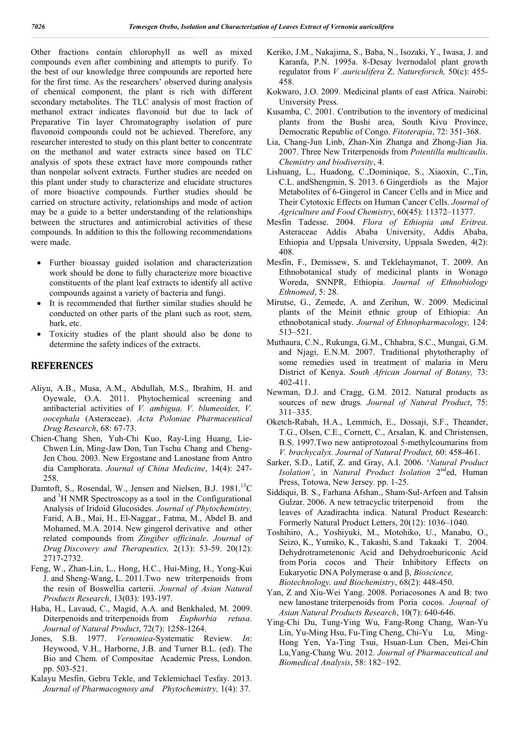Other fractions contain chlorophyll as well as mixed compounds even after combining and attempts to purify. To the best of our knowledge three compounds are reported here for the first time. As the researchers' observed during analysis of chemical component, the plant is rich with different secondary metabolites. The TLC analysis of most fraction of methanol extract indicates flavonoid but due to lack of Preparative Tin layer Chromatography isolation of pure flavonoid compounds could not be achieved. Therefore, any researcher interested to study on this plant better to concentrate on the methanol and water extracts since based on TLC analysis of spots these extract have more compounds rather than nonpolar solvent extracts. Further studies are needed on this plant under study to characterize and elucidate structures of more bioactive compounds. Further studies should be carried on structure activity, relationships and mode of action may be a guide to a better understanding of the relationships between the structures and antimicrobial activities of these compounds. In addition to this the following recommendations were made.

- Further bioassay guided isolation and characterization work should be done to fully characterize more bioactive constituents of the plant leaf extracts to identify all active compounds against a variety of bacteria and fungi.
- It is recommended that further similar studies should be conducted on other parts of the plant such as root, stem, bark, etc.
- Toxicity studies of the plant should also be done to determine the safety indices of the extracts.

## REFERENCES

Aliyu, A.B., Musa, A.M., Abdullah, M.S., Ibrahim, H. and Oyewale, O.A. 2011. Phytochemical screening and antibacterial activities of *V. ambigua, V. blumeoides, V. oocephala* (Asteraceae). *Acta Poloniae Pharmaceutical Drug Research*, 68: 67-73.

Chien-Chang Shen, Yuh-Chi Kuo, Ray-Ling Huang, Lie-Chwen Lin, Ming-Jaw Don, Tun Tschu Chang and Cheng-Jen Chou. 2003. New Ergostane and Lanostane from Antro dia Camphorata. *Journal of China Medicine*, 14(4): 247-258.

Damtoft, S., Rosendal, W., Jensen and Nielsen, B.J. 1981.$^{13}$C and $^{1}$H NMR Spectroscopy as a tool in the Configurational Analysis of Iridoid Glucosides. *Journal of Phytochemistry,* Farid, A.B., Mai, H., El-Naggar., Fatma, M., Abdel B. and Mohamed, M.A. 2014. New gingerol derivative and other related compounds from *Zingiber officinale*. *Journal of Drug Discovery and Therapeutics,* 2(13): 53-59. 20(12): 2717-2732.

Feng, W., Zhan-Lin, L., Hong, H.C., Hui-Ming, H., Yong-Kui J. and Sheng-Wang, L. 2011.Two new triterpenoids from the resin of Boswellia carterii. *Journal of Asian Natural Products Research*, 13(03): 193-197.

Haba, H., Lavaud, C., Magid, A.A. and Benkhaled, M. 2009. Diterpenoids and triterpenoids from *Euphorbia retusa*. *Journal of Natural Product*, 72(7): 1258-1264.

Jones, S.B. 1977. *Vernoniea*-Systematic Review. *In*: Heywood, V.H., Harborne, J.B. and Turner B.L. (ed). The Bio and Chem. of Compositae Academic Press, London. pp. 503-521.

Kalayu Mesfin, Gebru Tekle, and Teklemichael Tesfay. 2013. *Journal of Pharmacognosy and Phytochemistry,* 1(4): 37.

Keriko, J.M., Nakajima, S., Baba, N., Isozaki, Y., Iwasa, J. and Karanfa, P.N. 1995a. 8-Desay lvernodalol plant growth regulator from *V .auriculifera* Z. *Natureforsch,* 50(c): 455-458.

Kokwaro, J.O. 2009. Medicinal plants of east Africa. Nairobi: University Press.

Kusamba, C. 2001. Contribution to the inventory of medicinal plants from the Bushi area, South Kivu Province, Democratic Republic of Congo. *Fitoterapia*, 72: 351-368.

Lia, Chang-Jun Linb, Zhan-Xin Zhanga and Zhong-Jian Jia. 2007. Three New Triterpenoids from *Potentilla multicaulis*. *Chemistry and biodiversity*, 4.

Lishuang, L., Huadong, C.,Dominique, S., Xiaoxin, C.,Tin, C.L. andShengmin, S. 2013. 6 Gingerdiols as the Major Metabolites of 6-Gingerol in Cancer Cells and in Mice and Their Cytotoxic Effects on Human Cancer Cells. *Journal of Agriculture and Food Chemistry*, 60(45): 11372–11377.

Mesfin Tadesse. 2004. *Flora of Ethiopia and Eritrea*. Asteraceae Addis Ababa University, Addis Ababa, Ethiopia and Uppsala University, Uppsala Sweden, 4(2): 408.

Mesfin, F., Demissew, S. and Teklehaymanot, T. 2009. An Ethnobotanical study of medicinal plants in Wonago Woreda, SNNPR, Ethiopia. *Journal of Ethnobiology Ethnomed*, 5: 28.

Mirutse, G., Zemede, A. and Zerihun, W. 2009. Medicinal plants of the Meinit ethnic group of Ethiopia: An ethnobotanical study. *Journal of Ethnopharmacology,* 124: 513–521.

Muthaura, C.N., Rukunga, G.M., Chhabra, S.C., Mungai, G.M. and Njagi, E.N.M. 2007. Traditional phytotheraphy of some remedies used in treatment of malaria in Meru District of Kenya. *South African Journal of Botany,* 73: 402-411.

Newman, D.J. and Cragg, G.M. 2012. Natural products as sources of new drugs*. Journal of Natural Product*, 75: 311–335.

Oketch-Rabah, H.A., Lemmich, E., Dossaji, S.F., Theander, T.G., Olsen, C.E., Cornett, C., Arsalan, K. and Christensen, B.S. 1997.Two new antiprotozoal 5-methylcoumarins from *V. brachycalyx*. *Journal of Natural Product,* 60: 458-461.

Sarker, S.D., Latif, Z. and Gray, A.I. 2006. '*Natural Product Isolation'*, in *Natural Product Isolation* 2$^{nd}$ed, Human Press, Totowa, New Jersey. pp. 1-25.

Siddiqui, B. S., Farhana Afshan., Sham-Sul-Arfeen and Tahsin Gulzar. 2006. A new tetracyclic triterpenoid from the leaves of Azadirachta indica. Natural Product Research: Formerly Natural Product Letters, 20(12): 1036–1040.

Toshihiro, A., Yoshiyuki, M., Motohiko, U., Manabu, O., Seizo, K., Yumiko, K., Takashi, S.and Takaaki T. 2004. Dehydrotrametenonic Acid and Dehydroeburiconic Acid from Poria cocos and Their Inhibitory Effects on Eukaryotic DNA Polymerase α and β, *Bioscience, Biotechnology, and Biochemistry*, 68(2): 448-450.

Yan, Z and Xiu-Wei Yang. 2008. Poriacosones A and B: two new lanostane triterpenoids from Poria cocos. *Journal of Asian Natural Products Research*, 10(7): 640-646.

Ying-Chi Du, Tung-Ying Wu, Fang-Rong Chang, Wan-Yu Lin, Yu-Ming Hsu, Fu-Ting Cheng, Chi-Yu Lu, Ming-Hong Yen, Ya-Ting Tsui, Hsuan-Lun Chen, Mei-Chin Lu,Yang-Chang Wu. 2012. *Journal of Pharmaceutical and Biomedical Analysis*, 58: 182–192.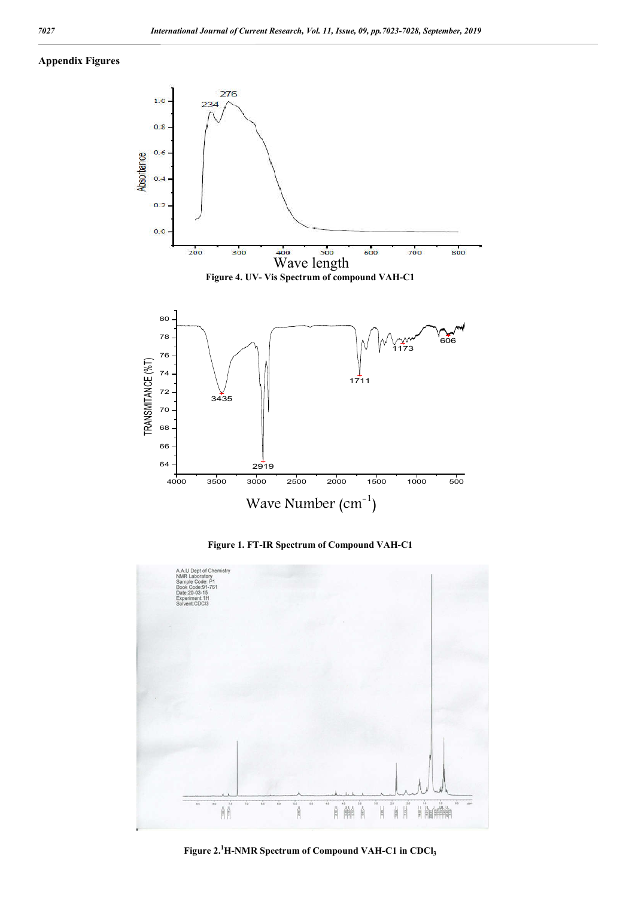**Appendix Figures**

Figure 4. UV- Vis Spectrum of compound VAH-C1

Figure 1. FT-IR Spectrum of Compound VAH-C1

Figure 2.$^{1}$H-NMR Spectrum of Compound VAH-C1 in $CDCl_3$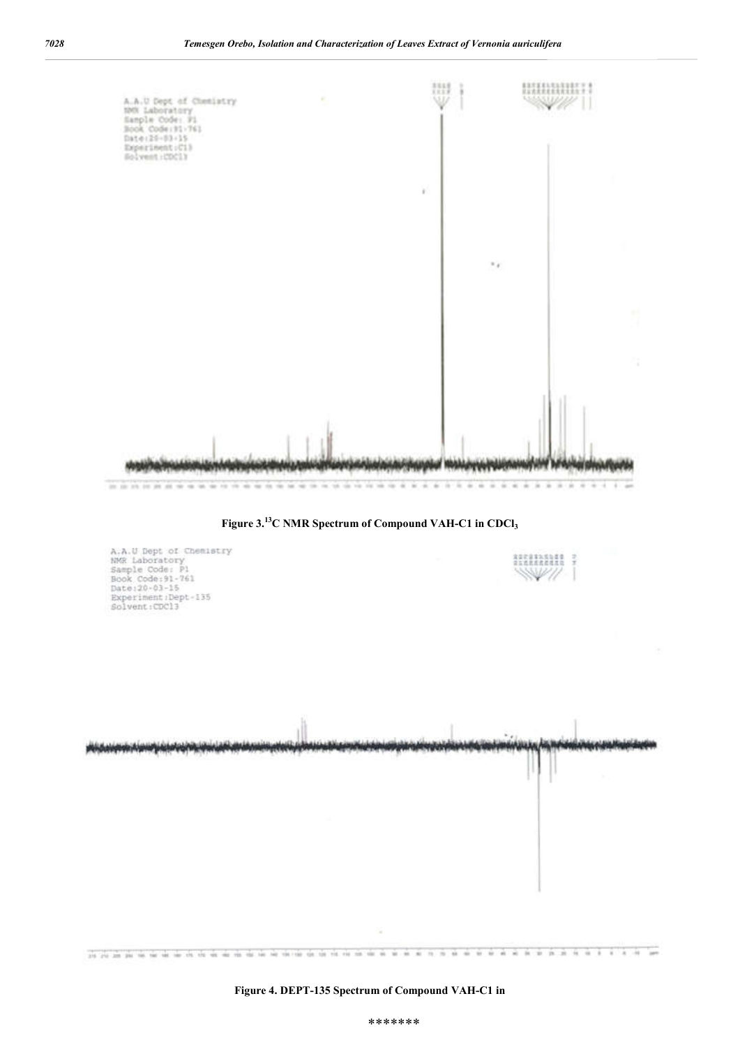A.A.U Dept of Chemistry
NMR Laboratory
Sample Code: P1
Book Code:91-761
Date:20-03-15
Experiment:C13
Solvent:CDCl3

**Figure 3.[13]C NMR Spectrum of Compound VAH-C1 in $CDCl_3$**

A.A.U Dept of Chemistry
NMR Laboratory
Sample Code: P1
Book Code:91-761
Date:20-03-15
Experiment:Dept-135
Solvent:CDCl3

**Figure 4. DEPT-135 Spectrum of Compound VAH-C1 in**

\*\*\*\*\*\*\*